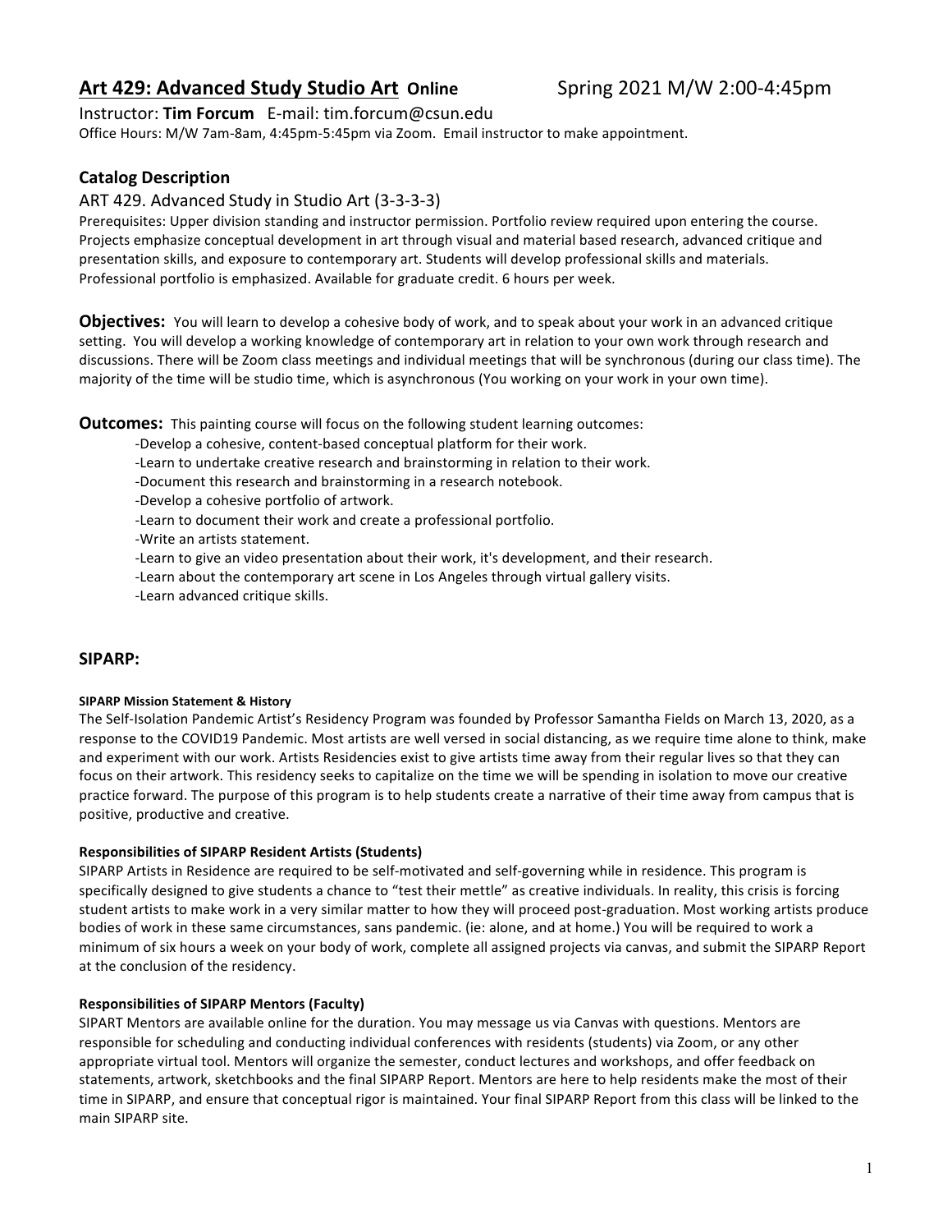## Art 429: Advanced Study Studio Art **Online** Spring 2021 M/W 2:00-4:45pm

Instructor: **Tim Forcum** E-mail: tim.forcum@csun.edu

Office Hours: M/W 7am-8am, 4:45pm-5:45pm via Zoom. Email instructor to make appointment.

### Catalog Description

ART 429. Advanced Study in Studio Art (3-3-3-3)

Prerequisites: Upper division standing and instructor permission. Portfolio review required upon entering the course. Projects emphasize conceptual development in art through visual and material based research, advanced critique and presentation skills, and exposure to contemporary art. Students will develop professional skills and materials. Professional portfolio is emphasized. Available for graduate credit. 6 hours per week.

**Objectives:** You will learn to develop a cohesive body of work, and to speak about your work in an advanced critique setting. You will develop a working knowledge of contemporary art in relation to your own work through research and discussions. There will be Zoom class meetings and individual meetings that will be synchronous (during our class time). The majority of the time will be studio time, which is asynchronous (You working on your work in your own time).

**Outcomes:** This painting course will focus on the following student learning outcomes:

- Develop a cohesive, content-based conceptual platform for their work.
- Learn to undertake creative research and brainstorming in relation to their work.
- Document this research and brainstorming in a research notebook.
- Develop a cohesive portfolio of artwork.
- Learn to document their work and create a professional portfolio.
- Write an artists statement.
- Learn to give an video presentation about their work, it's development, and their research.
- Learn about the contemporary art scene in Los Angeles through virtual gallery visits.
- Learn advanced critique skills.

### SIPARP:

#### SIPARP Mission Statement & History

The Self-Isolation Pandemic Artist's Residency Program was founded by Professor Samantha Fields on March 13, 2020, as a response to the COVID19 Pandemic. Most artists are well versed in social distancing, as we require time alone to think, make and experiment with our work. Artists Residencies exist to give artists time away from their regular lives so that they can focus on their artwork. This residency seeks to capitalize on the time we will be spending in isolation to move our creative practice forward. The purpose of this program is to help students create a narrative of their time away from campus that is positive, productive and creative.

#### Responsibilities of SIPARP Resident Artists (Students)

SIPARP Artists in Residence are required to be self-motivated and self-governing while in residence. This program is specifically designed to give students a chance to "test their mettle" as creative individuals. In reality, this crisis is forcing student artists to make work in a very similar matter to how they will proceed post-graduation. Most working artists produce bodies of work in these same circumstances, sans pandemic. (ie: alone, and at home.) You will be required to work a minimum of six hours a week on your body of work, complete all assigned projects via canvas, and submit the SIPARP Report at the conclusion of the residency.

#### Responsibilities of SIPARP Mentors (Faculty)

SIPART Mentors are available online for the duration. You may message us via Canvas with questions. Mentors are responsible for scheduling and conducting individual conferences with residents (students) via Zoom, or any other appropriate virtual tool. Mentors will organize the semester, conduct lectures and workshops, and offer feedback on statements, artwork, sketchbooks and the final SIPARP Report. Mentors are here to help residents make the most of their time in SIPARP, and ensure that conceptual rigor is maintained. Your final SIPARP Report from this class will be linked to the main SIPARP site.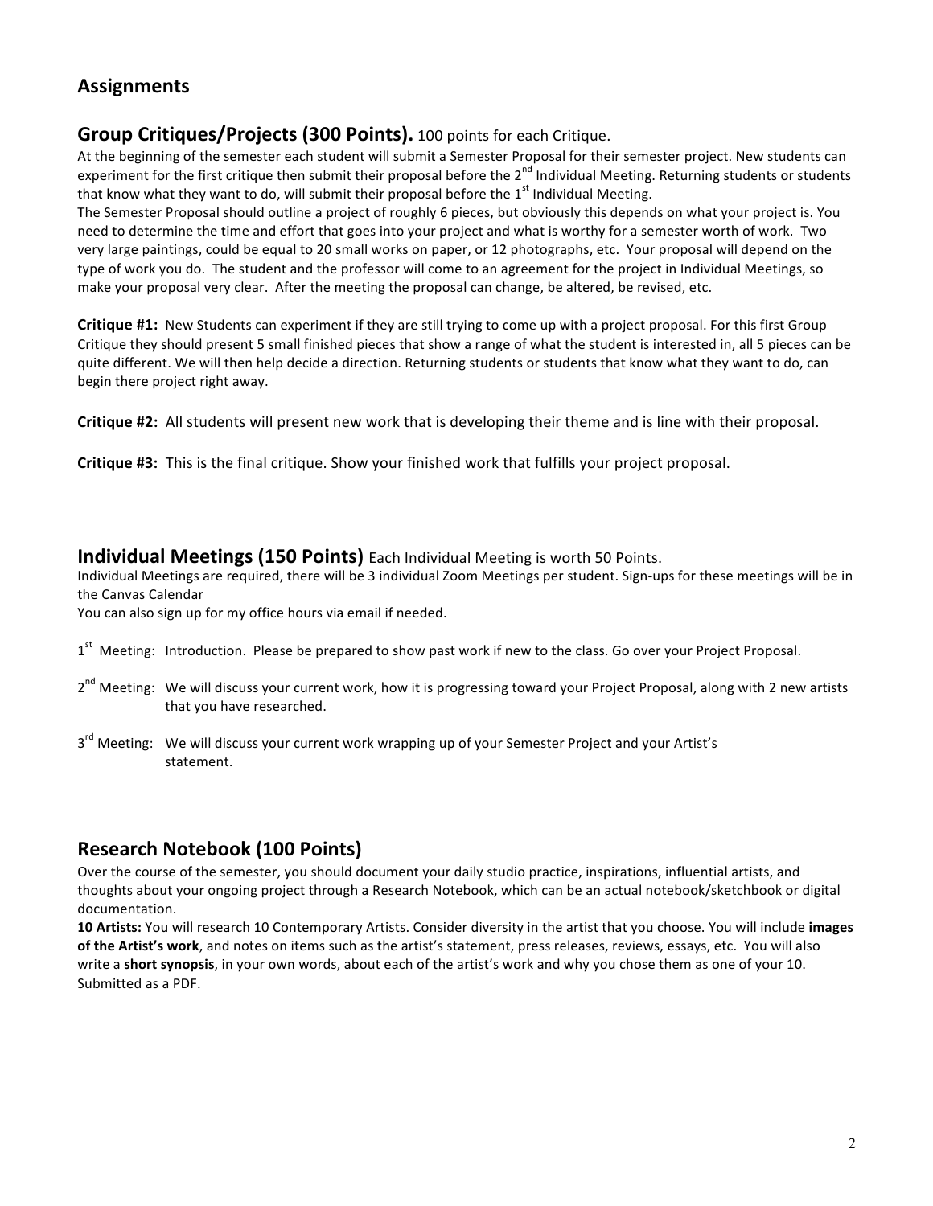## Assignments

### Group Critiques/Projects (300 Points). 100 points for each Critique.

At the beginning of the semester each student will submit a Semester Proposal for their semester project. New students can experiment for the first critique then submit their proposal before the 2nd Individual Meeting. Returning students or students that know what they want to do, will submit their proposal before the 1st Individual Meeting.

The Semester Proposal should outline a project of roughly 6 pieces, but obviously this depends on what your project is. You need to determine the time and effort that goes into your project and what is worthy for a semester worth of work. Two very large paintings, could be equal to 20 small works on paper, or 12 photographs, etc. Your proposal will depend on the type of work you do. The student and the professor will come to an agreement for the project in Individual Meetings, so make your proposal very clear. After the meeting the proposal can change, be altered, be revised, etc.

**Critique #1:** New Students can experiment if they are still trying to come up with a project proposal. For this first Group Critique they should present 5 small finished pieces that show a range of what the student is interested in, all 5 pieces can be quite different. We will then help decide a direction. Returning students or students that know what they want to do, can begin there project right away.

**Critique #2:** All students will present new work that is developing their theme and is line with their proposal.

**Critique #3:** This is the final critique. Show your finished work that fulfills your project proposal.

### Individual Meetings (150 Points) Each Individual Meeting is worth 50 Points.

Individual Meetings are required, there will be 3 individual Zoom Meetings per student. Sign-ups for these meetings will be in the Canvas Calendar

You can also sign up for my office hours via email if needed.

1st Meeting: Introduction. Please be prepared to show past work if new to the class. Go over your Project Proposal.

2nd Meeting: We will discuss your current work, how it is progressing toward your Project Proposal, along with 2 new artists that you have researched.

3rd Meeting: We will discuss your current work wrapping up of your Semester Project and your Artist's statement.

### Research Notebook (100 Points)

Over the course of the semester, you should document your daily studio practice, inspirations, influential artists, and thoughts about your ongoing project through a Research Notebook, which can be an actual notebook/sketchbook or digital documentation.

**10 Artists:** You will research 10 Contemporary Artists. Consider diversity in the artist that you choose. You will include **images of the Artist's work**, and notes on items such as the artist's statement, press releases, reviews, essays, etc. You will also write a **short synopsis**, in your own words, about each of the artist's work and why you chose them as one of your 10. Submitted as a PDF.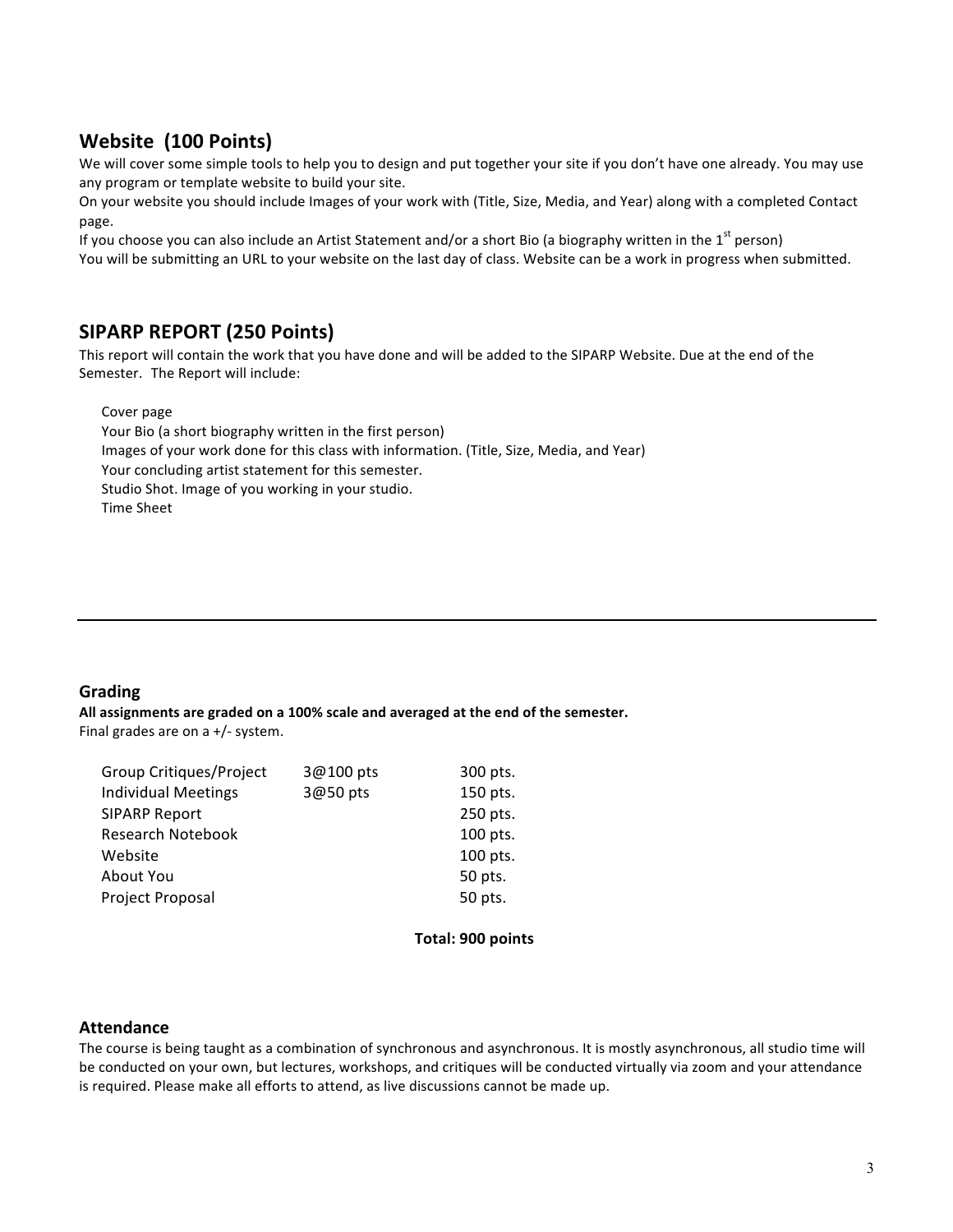## Website (100 Points)

We will cover some simple tools to help you to design and put together your site if you don't have one already. You may use any program or template website to build your site.

On your website you should include Images of your work with (Title, Size, Media, and Year) along with a completed Contact page.

If you choose you can also include an Artist Statement and/or a short Bio (a biography written in the 1st person)

You will be submitting an URL to your website on the last day of class. Website can be a work in progress when submitted.

## SIPARP REPORT (250 Points)

This report will contain the work that you have done and will be added to the SIPARP Website. Due at the end of the Semester. The Report will include:

Cover page
Your Bio (a short biography written in the first person)
Images of your work done for this class with information. (Title, Size, Media, and Year)
Your concluding artist statement for this semester.
Studio Shot. Image of you working in your studio.
Time Sheet

---

### Grading

**All assignments are graded on a 100% scale and averaged at the end of the semester.**
Final grades are on a +/- system.

| | | |
|---|---|---|
| Group Critiques/Project | 3@100 pts | 300 pts. |
| Individual Meetings | 3@50 pts | 150 pts. |
| SIPARP Report | | 250 pts. |
| Research Notebook | | 100 pts. |
| Website | | 100 pts. |
| About You | | 50 pts. |
| Project Proposal | | 50 pts. |

**Total: 900 points**

### Attendance

The course is being taught as a combination of synchronous and asynchronous. It is mostly asynchronous, all studio time will be conducted on your own, but lectures, workshops, and critiques will be conducted virtually via zoom and your attendance is required. Please make all efforts to attend, as live discussions cannot be made up.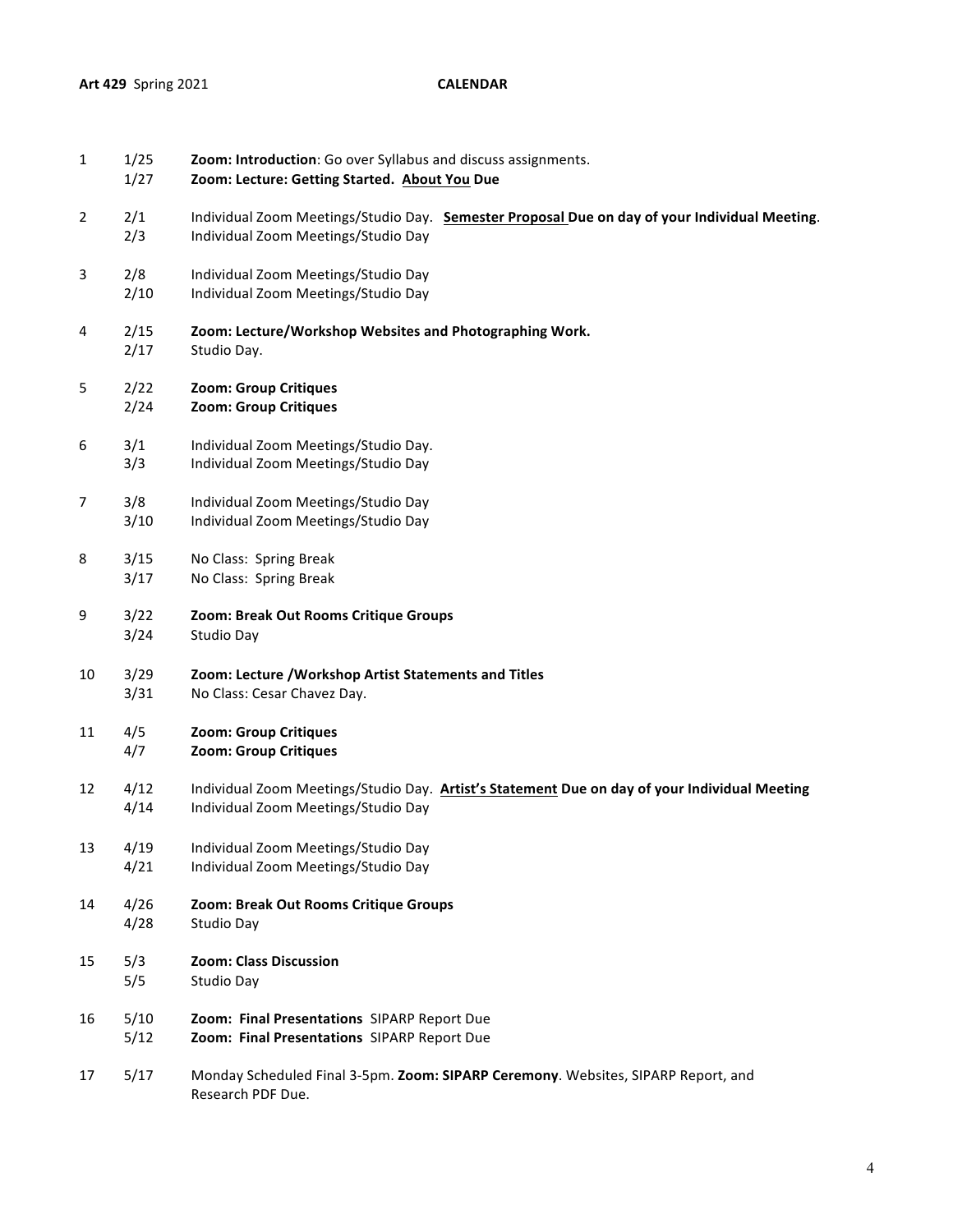**Art 429** Spring 2021 **CALENDAR**

| | | |
|---|---|---|
| 1 | 1/25 | **Zoom: Introduction**: Go over Syllabus and discuss assignments. |
| | 1/27 | **Zoom: Lecture: Getting Started. <u>About You</u> Due** |
| 2 | 2/1 | Individual Zoom Meetings/Studio Day. **<u>Semester Proposal</u> Due on day of your Individual Meeting**. |
| | 2/3 | Individual Zoom Meetings/Studio Day |
| 3 | 2/8 | Individual Zoom Meetings/Studio Day |
| | 2/10 | Individual Zoom Meetings/Studio Day |
| 4 | 2/15 | **Zoom: Lecture/Workshop Websites and Photographing Work.** |
| | 2/17 | Studio Day. |
| 5 | 2/22 | **Zoom: Group Critiques** |
| | 2/24 | **Zoom: Group Critiques** |
| 6 | 3/1 | Individual Zoom Meetings/Studio Day. |
| | 3/3 | Individual Zoom Meetings/Studio Day |
| 7 | 3/8 | Individual Zoom Meetings/Studio Day |
| | 3/10 | Individual Zoom Meetings/Studio Day |
| 8 | 3/15 | No Class: Spring Break |
| | 3/17 | No Class: Spring Break |
| 9 | 3/22 | **Zoom: Break Out Rooms Critique Groups** |
| | 3/24 | Studio Day |
| 10 | 3/29 | **Zoom: Lecture /Workshop Artist Statements and Titles** |
| | 3/31 | No Class: Cesar Chavez Day. |
| 11 | 4/5 | **Zoom: Group Critiques** |
| | 4/7 | **Zoom: Group Critiques** |
| 12 | 4/12 | Individual Zoom Meetings/Studio Day. **<u>Artist's Statement</u> Due on day of your Individual Meeting** |
| | 4/14 | Individual Zoom Meetings/Studio Day |
| 13 | 4/19 | Individual Zoom Meetings/Studio Day |
| | 4/21 | Individual Zoom Meetings/Studio Day |
| 14 | 4/26 | **Zoom: Break Out Rooms Critique Groups** |
| | 4/28 | Studio Day |
| 15 | 5/3 | **Zoom: Class Discussion** |
| | 5/5 | Studio Day |
| 16 | 5/10 | **Zoom: Final Presentations** SIPARP Report Due |
| | 5/12 | **Zoom: Final Presentations** SIPARP Report Due |
| 17 | 5/17 | Monday Scheduled Final 3-5pm. **Zoom: SIPARP Ceremony**. Websites, SIPARP Report, and Research PDF Due. |